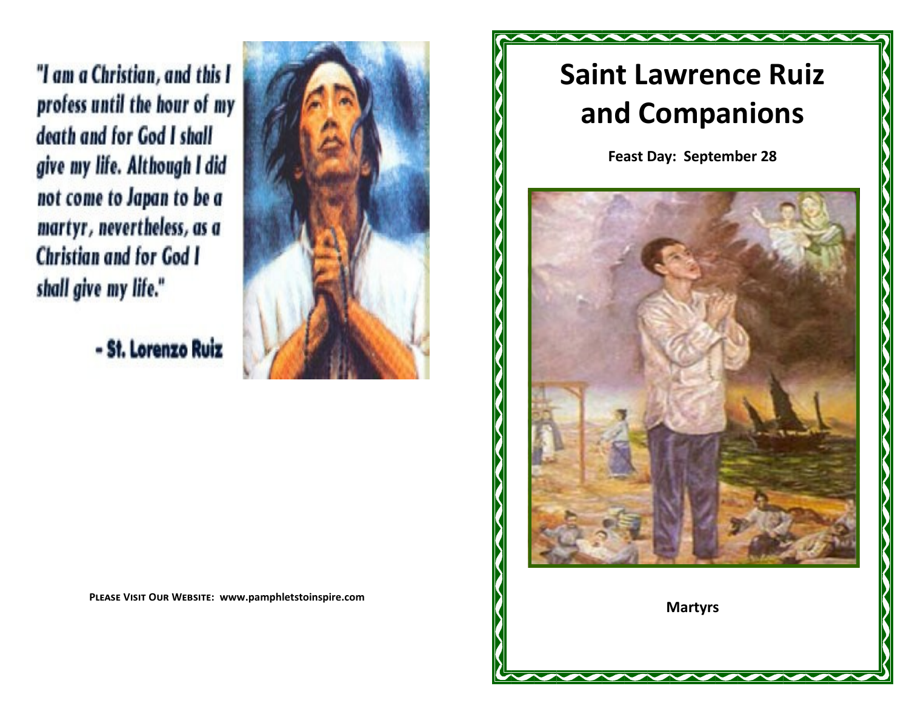"I am a Christian, and this I profess until the hour of my death and for God I shall give my life. Although I did not come to Japan to be a martyr, nevertheless, as a Christian and for God I shall give my life."

- St. Lorenzo Ruiz

**Please Visit Our Website: www.pamphletstoinspire.com**

# Saint Lawrence Ruiz and Companions

**Feast Day: September 28**

**Martyrs**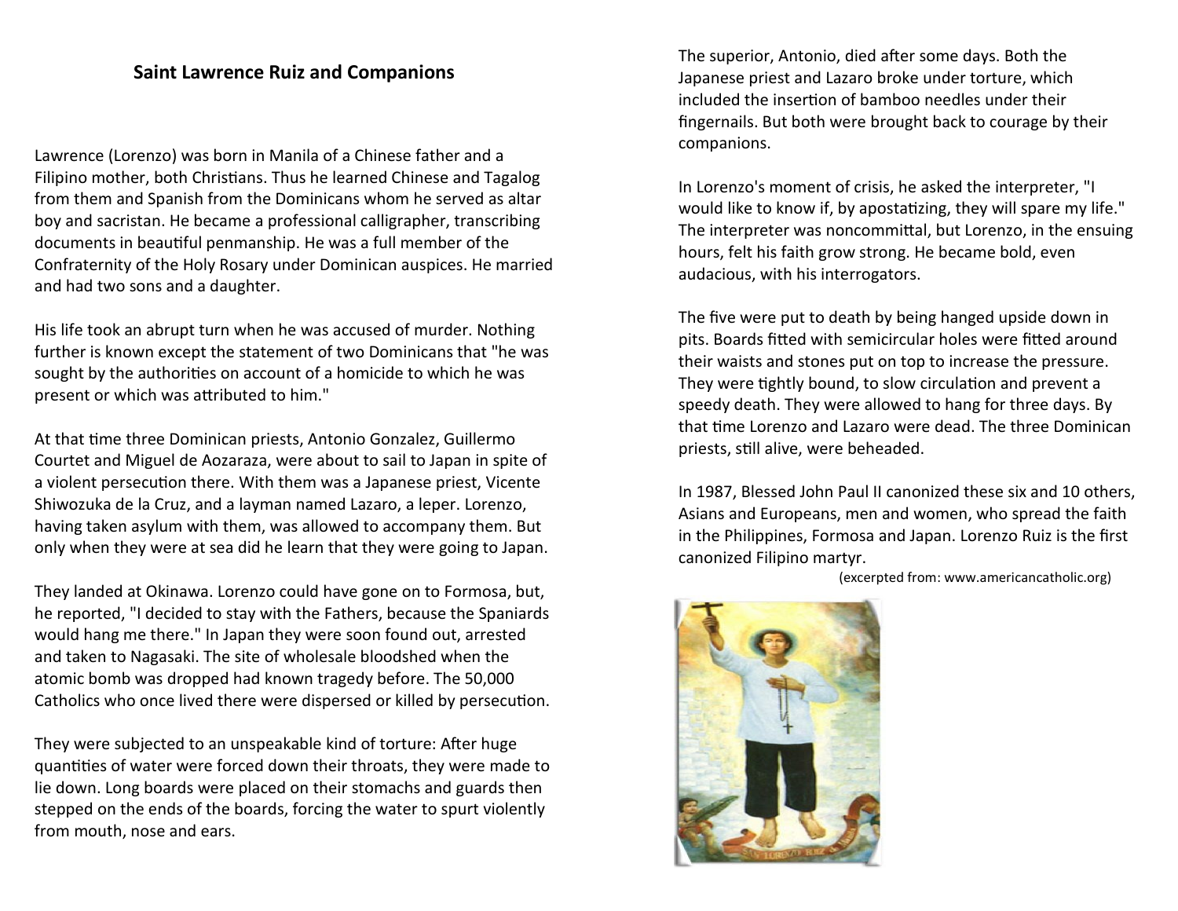## Saint Lawrence Ruiz and Companions

Lawrence (Lorenzo) was born in Manila of a Chinese father and a Filipino mother, both Christians. Thus he learned Chinese and Tagalog from them and Spanish from the Dominicans whom he served as altar boy and sacristan. He became a professional calligrapher, transcribing documents in beautiful penmanship. He was a full member of the Confraternity of the Holy Rosary under Dominican auspices. He married and had two sons and a daughter.

His life took an abrupt turn when he was accused of murder. Nothing further is known except the statement of two Dominicans that "he was sought by the authorities on account of a homicide to which he was present or which was attributed to him."

At that time three Dominican priests, Antonio Gonzalez, Guillermo Courtet and Miguel de Aozaraza, were about to sail to Japan in spite of a violent persecution there. With them was a Japanese priest, Vicente Shiwozuka de la Cruz, and a layman named Lazaro, a leper. Lorenzo, having taken asylum with them, was allowed to accompany them. But only when they were at sea did he learn that they were going to Japan.

They landed at Okinawa. Lorenzo could have gone on to Formosa, but, he reported, "I decided to stay with the Fathers, because the Spaniards would hang me there." In Japan they were soon found out, arrested and taken to Nagasaki. The site of wholesale bloodshed when the atomic bomb was dropped had known tragedy before. The 50,000 Catholics who once lived there were dispersed or killed by persecution.

They were subjected to an unspeakable kind of torture: After huge quantities of water were forced down their throats, they were made to lie down. Long boards were placed on their stomachs and guards then stepped on the ends of the boards, forcing the water to spurt violently from mouth, nose and ears.

The superior, Antonio, died after some days. Both the Japanese priest and Lazaro broke under torture, which included the insertion of bamboo needles under their fingernails. But both were brought back to courage by their companions.

In Lorenzo's moment of crisis, he asked the interpreter, "I would like to know if, by apostatizing, they will spare my life." The interpreter was noncommittal, but Lorenzo, in the ensuing hours, felt his faith grow strong. He became bold, even audacious, with his interrogators.

The five were put to death by being hanged upside down in pits. Boards fitted with semicircular holes were fitted around their waists and stones put on top to increase the pressure. They were tightly bound, to slow circulation and prevent a speedy death. They were allowed to hang for three days. By that time Lorenzo and Lazaro were dead. The three Dominican priests, still alive, were beheaded.

In 1987, Blessed John Paul II canonized these six and 10 others, Asians and Europeans, men and women, who spread the faith in the Philippines, Formosa and Japan. Lorenzo Ruiz is the first canonized Filipino martyr.

(excerpted from: www.americancatholic.org)